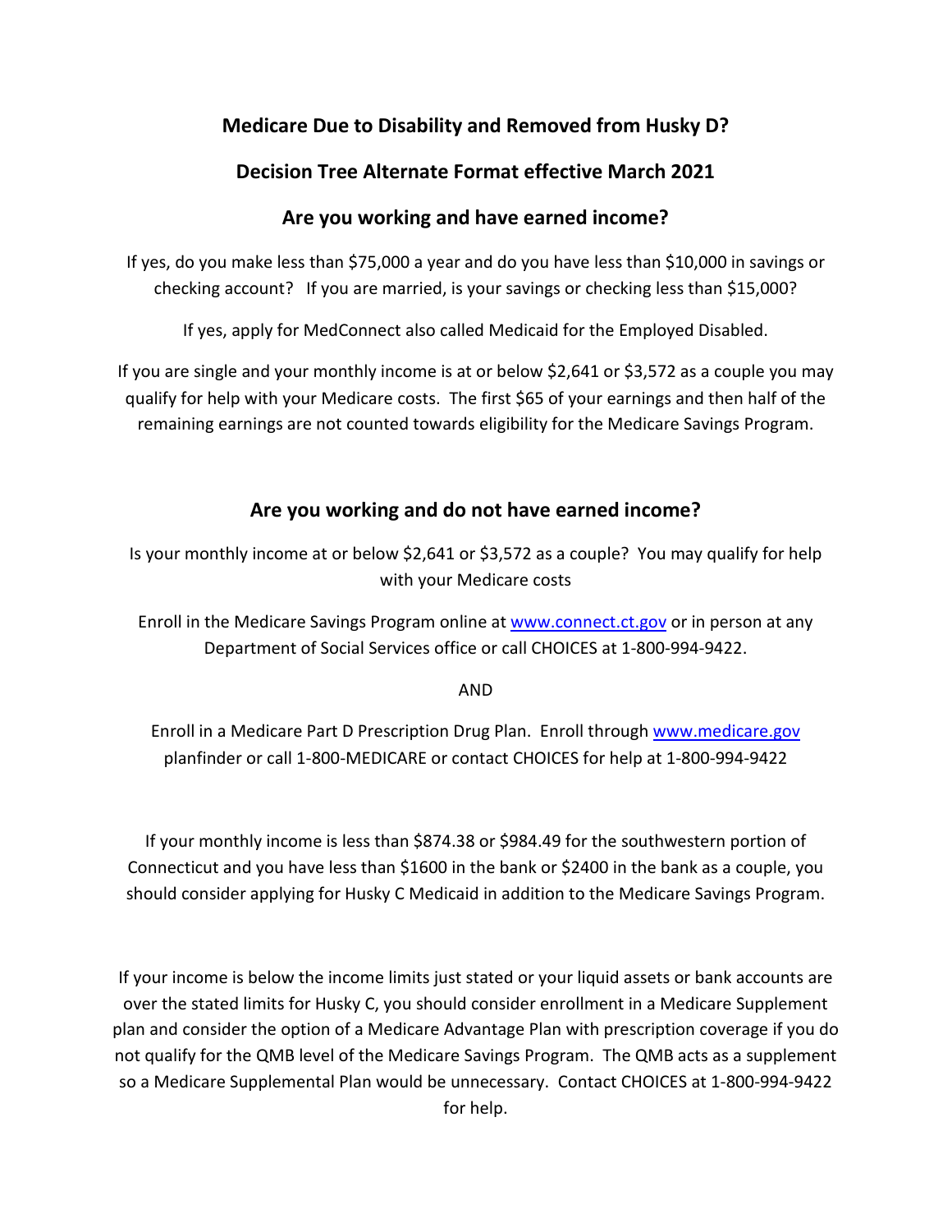# Medicare Due to Disability and Removed from Husky D?

## Decision Tree Alternate Format effective March 2021

## Are you working and have earned income?

If yes, do you make less than $75,000 a year and do you have less than $10,000 in savings or checking account? If you are married, is your savings or checking less than $15,000?

If yes, apply for MedConnect also called Medicaid for the Employed Disabled.

If you are single and your monthly income is at or below $2,641 or $3,572 as a couple you may qualify for help with your Medicare costs. The first $65 of your earnings and then half of the remaining earnings are not counted towards eligibility for the Medicare Savings Program.

## Are you working and do not have earned income?

Is your monthly income at or below $2,641 or $3,572 as a couple? You may qualify for help with your Medicare costs

Enroll in the Medicare Savings Program online at [www.connect.ct.gov](www.connect.ct.gov) or in person at any Department of Social Services office or call CHOICES at 1-800-994-9422.

AND

Enroll in a Medicare Part D Prescription Drug Plan. Enroll through [www.medicare.gov](www.medicare.gov) planfinder or call 1-800-MEDICARE or contact CHOICES for help at 1-800-994-9422

If your monthly income is less than $874.38 or $984.49 for the southwestern portion of Connecticut and you have less than $1600 in the bank or $2400 in the bank as a couple, you should consider applying for Husky C Medicaid in addition to the Medicare Savings Program.

If your income is below the income limits just stated or your liquid assets or bank accounts are over the stated limits for Husky C, you should consider enrollment in a Medicare Supplement plan and consider the option of a Medicare Advantage Plan with prescription coverage if you do not qualify for the QMB level of the Medicare Savings Program. The QMB acts as a supplement so a Medicare Supplemental Plan would be unnecessary. Contact CHOICES at 1-800-994-9422 for help.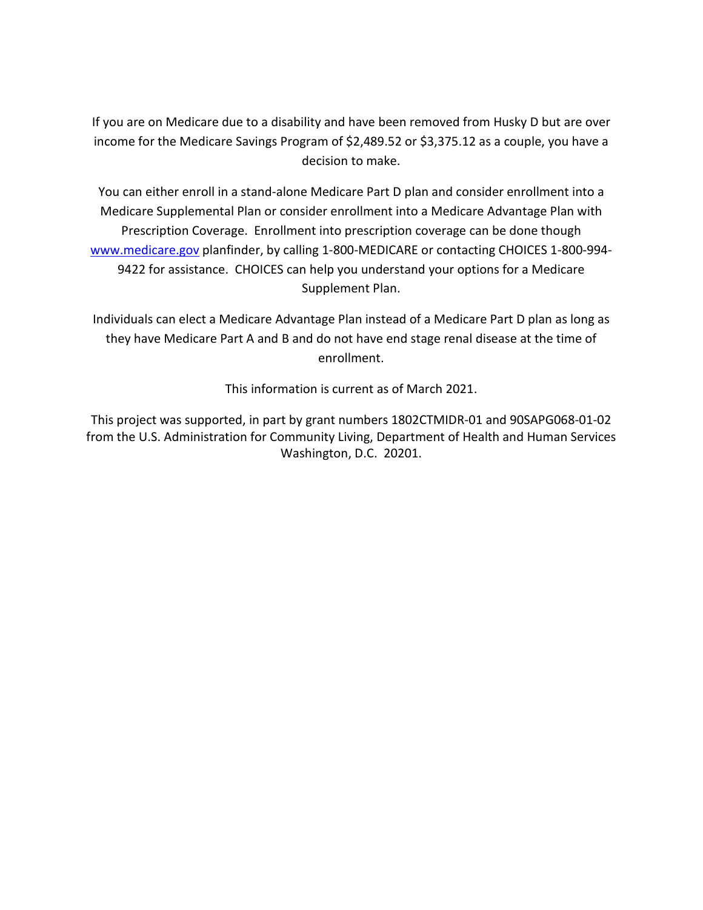If you are on Medicare due to a disability and have been removed from Husky D but are over income for the Medicare Savings Program of $2,489.52 or $3,375.12 as a couple, you have a decision to make.

You can either enroll in a stand-alone Medicare Part D plan and consider enrollment into a Medicare Supplemental Plan or consider enrollment into a Medicare Advantage Plan with Prescription Coverage. Enrollment into prescription coverage can be done though www.medicare.gov planfinder, by calling 1-800-MEDICARE or contacting CHOICES 1-800-994-9422 for assistance. CHOICES can help you understand your options for a Medicare Supplement Plan.

Individuals can elect a Medicare Advantage Plan instead of a Medicare Part D plan as long as they have Medicare Part A and B and do not have end stage renal disease at the time of enrollment.

This information is current as of March 2021.

This project was supported, in part by grant numbers 1802CTMIDR-01 and 90SAPG068-01-02 from the U.S. Administration for Community Living, Department of Health and Human Services Washington, D.C. 20201.